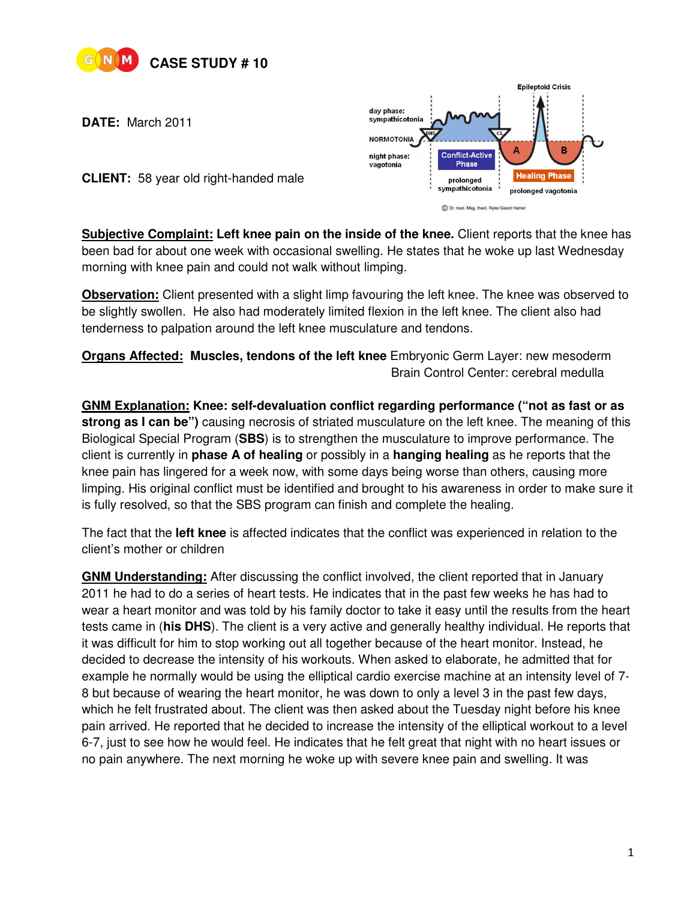# CASE STUDY # 10

**DATE:** March 2011

**CLIENT:** 58 year old right-handed male

Epileptoid Crisis
day phase: sympathicotonia
DHS
CL
NORMOTONIA
night phase: vagotonia
Conflict-Active Phase
A
B
Healing Phase
prolonged sympathicotonia
prolonged vagotonia
© Dr. med. Mag. theol. Ryke Geerd Hamer

**Subjective Complaint: Left knee pain on the inside of the knee.** Client reports that the knee has been bad for about one week with occasional swelling. He states that he woke up last Wednesday morning with knee pain and could not walk without limping.

**Observation:** Client presented with a slight limp favouring the left knee. The knee was observed to be slightly swollen. He also had moderately limited flexion in the left knee. The client also had tenderness to palpation around the left knee musculature and tendons.

**Organs Affected: Muscles, tendons of the left knee** Embryonic Germ Layer: new mesoderm
Brain Control Center: cerebral medulla

**GNM Explanation: Knee: self-devaluation conflict regarding performance ("not as fast or as strong as I can be")** causing necrosis of striated musculature on the left knee. The meaning of this Biological Special Program (**SBS**) is to strengthen the musculature to improve performance. The client is currently in **phase A of healing** or possibly in a **hanging healing** as he reports that the knee pain has lingered for a week now, with some days being worse than others, causing more limping. His original conflict must be identified and brought to his awareness in order to make sure it is fully resolved, so that the SBS program can finish and complete the healing.

The fact that the **left knee** is affected indicates that the conflict was experienced in relation to the client's mother or children

**GNM Understanding:** After discussing the conflict involved, the client reported that in January 2011 he had to do a series of heart tests. He indicates that in the past few weeks he has had to wear a heart monitor and was told by his family doctor to take it easy until the results from the heart tests came in (**his DHS**). The client is a very active and generally healthy individual. He reports that it was difficult for him to stop working out all together because of the heart monitor. Instead, he decided to decrease the intensity of his workouts. When asked to elaborate, he admitted that for example he normally would be using the elliptical cardio exercise machine at an intensity level of 7-8 but because of wearing the heart monitor, he was down to only a level 3 in the past few days, which he felt frustrated about. The client was then asked about the Tuesday night before his knee pain arrived. He reported that he decided to increase the intensity of the elliptical workout to a level 6-7, just to see how he would feel. He indicates that he felt great that night with no heart issues or no pain anywhere. The next morning he woke up with severe knee pain and swelling. It was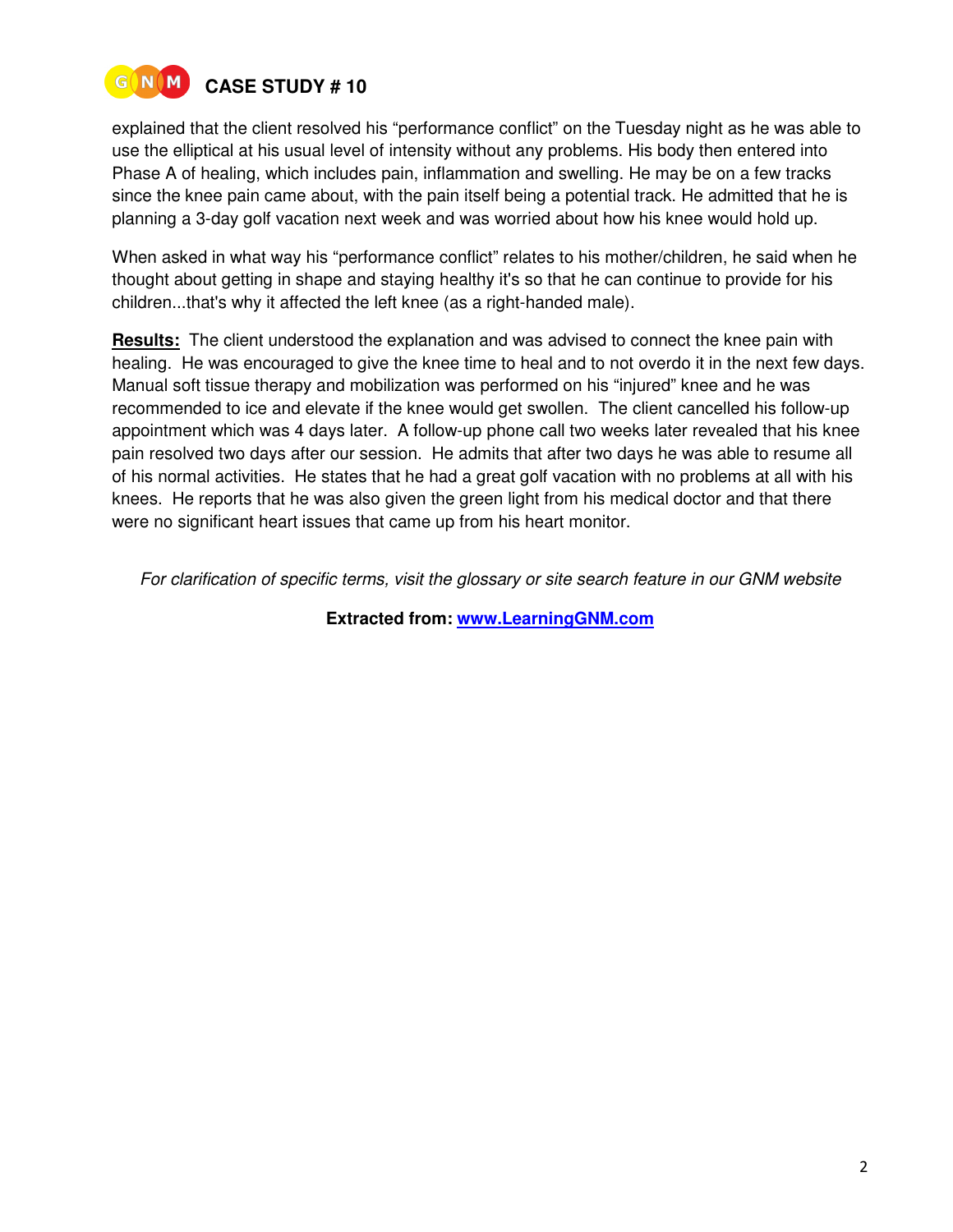explained that the client resolved his "performance conflict" on the Tuesday night as he was able to use the elliptical at his usual level of intensity without any problems. His body then entered into Phase A of healing, which includes pain, inflammation and swelling. He may be on a few tracks since the knee pain came about, with the pain itself being a potential track. He admitted that he is planning a 3-day golf vacation next week and was worried about how his knee would hold up.

When asked in what way his "performance conflict" relates to his mother/children, he said when he thought about getting in shape and staying healthy it's so that he can continue to provide for his children...that's why it affected the left knee (as a right-handed male).

**Results:** The client understood the explanation and was advised to connect the knee pain with healing. He was encouraged to give the knee time to heal and to not overdo it in the next few days. Manual soft tissue therapy and mobilization was performed on his "injured" knee and he was recommended to ice and elevate if the knee would get swollen. The client cancelled his follow-up appointment which was 4 days later. A follow-up phone call two weeks later revealed that his knee pain resolved two days after our session. He admits that after two days he was able to resume all of his normal activities. He states that he had a great golf vacation with no problems at all with his knees. He reports that he was also given the green light from his medical doctor and that there were no significant heart issues that came up from his heart monitor.

*For clarification of specific terms, visit the glossary or site search feature in our GNM website*

**Extracted from: www.LearningGNM.com**